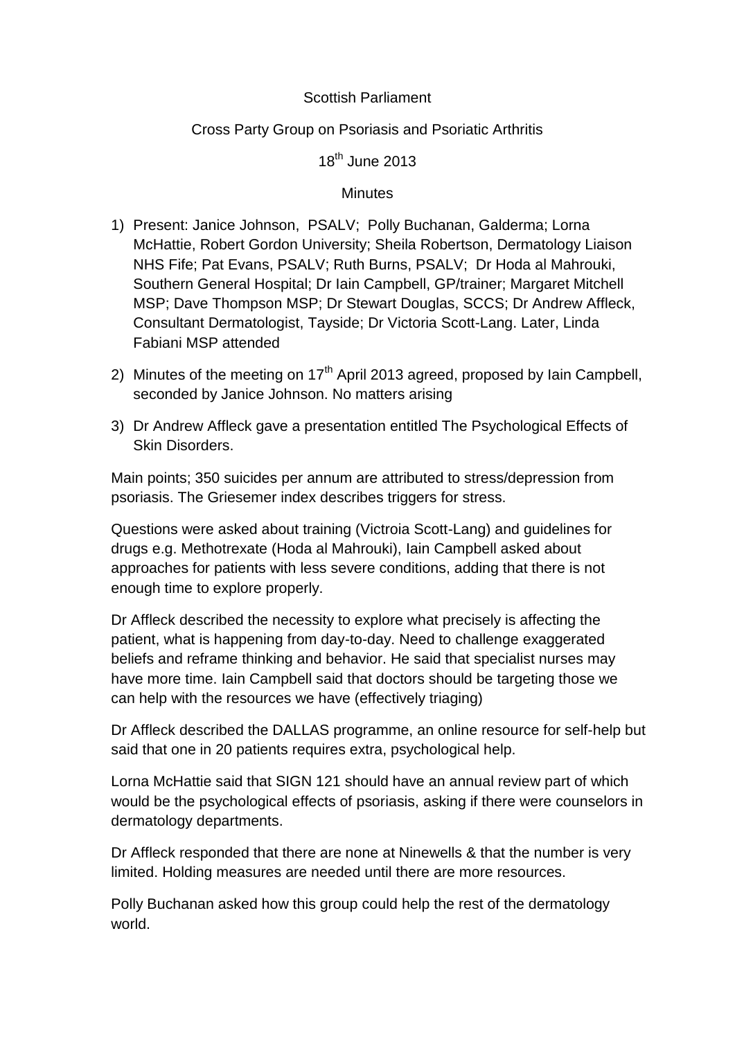Scottish Parliament

Cross Party Group on Psoriasis and Psoriatic Arthritis

18th June 2013

Minutes

1) Present: Janice Johnson, PSALV; Polly Buchanan, Galderma; Lorna McHattie, Robert Gordon University; Sheila Robertson, Dermatology Liaison NHS Fife; Pat Evans, PSALV; Ruth Burns, PSALV; Dr Hoda al Mahrouki, Southern General Hospital; Dr Iain Campbell, GP/trainer; Margaret Mitchell MSP; Dave Thompson MSP; Dr Stewart Douglas, SCCS; Dr Andrew Affleck, Consultant Dermatologist, Tayside; Dr Victoria Scott-Lang. Later, Linda Fabiani MSP attended

2) Minutes of the meeting on 17th April 2013 agreed, proposed by Iain Campbell, seconded by Janice Johnson. No matters arising

3) Dr Andrew Affleck gave a presentation entitled The Psychological Effects of Skin Disorders.

Main points; 350 suicides per annum are attributed to stress/depression from psoriasis. The Griesemer index describes triggers for stress.

Questions were asked about training (Victroia Scott-Lang) and guidelines for drugs e.g. Methotrexate (Hoda al Mahrouki), Iain Campbell asked about approaches for patients with less severe conditions, adding that there is not enough time to explore properly.

Dr Affleck described the necessity to explore what precisely is affecting the patient, what is happening from day-to-day. Need to challenge exaggerated beliefs and reframe thinking and behavior. He said that specialist nurses may have more time. Iain Campbell said that doctors should be targeting those we can help with the resources we have (effectively triaging)

Dr Affleck described the DALLAS programme, an online resource for self-help but said that one in 20 patients requires extra, psychological help.

Lorna McHattie said that SIGN 121 should have an annual review part of which would be the psychological effects of psoriasis, asking if there were counselors in dermatology departments.

Dr Affleck responded that there are none at Ninewells & that the number is very limited. Holding measures are needed until there are more resources.

Polly Buchanan asked how this group could help the rest of the dermatology world.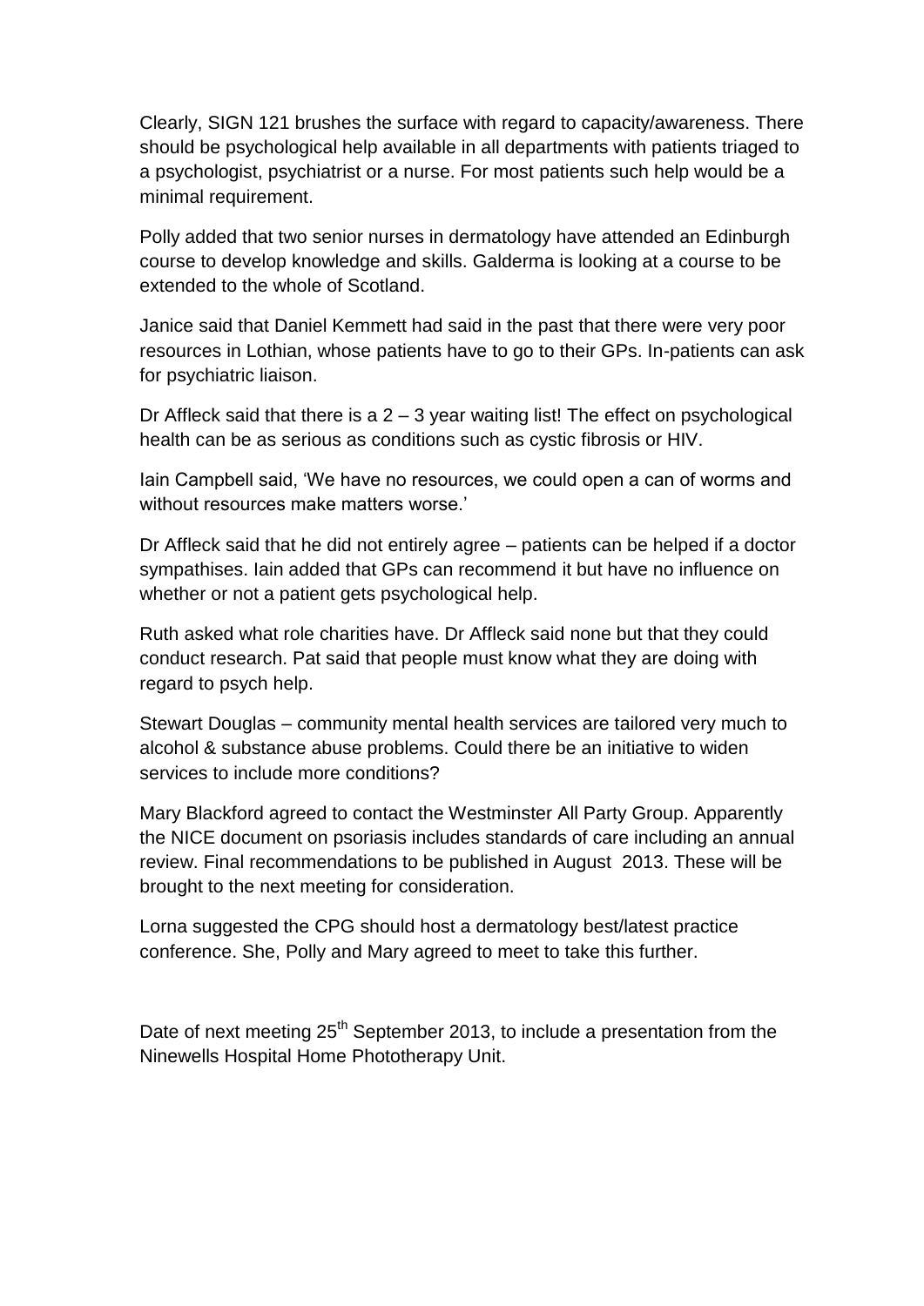Clearly, SIGN 121 brushes the surface with regard to capacity/awareness. There should be psychological help available in all departments with patients triaged to a psychologist, psychiatrist or a nurse. For most patients such help would be a minimal requirement.

Polly added that two senior nurses in dermatology have attended an Edinburgh course to develop knowledge and skills. Galderma is looking at a course to be extended to the whole of Scotland.

Janice said that Daniel Kemmett had said in the past that there were very poor resources in Lothian, whose patients have to go to their GPs. In-patients can ask for psychiatric liaison.

Dr Affleck said that there is a 2 – 3 year waiting list! The effect on psychological health can be as serious as conditions such as cystic fibrosis or HIV.

Iain Campbell said, 'We have no resources, we could open a can of worms and without resources make matters worse.'

Dr Affleck said that he did not entirely agree – patients can be helped if a doctor sympathises. Iain added that GPs can recommend it but have no influence on whether or not a patient gets psychological help.

Ruth asked what role charities have. Dr Affleck said none but that they could conduct research. Pat said that people must know what they are doing with regard to psych help.

Stewart Douglas – community mental health services are tailored very much to alcohol & substance abuse problems. Could there be an initiative to widen services to include more conditions?

Mary Blackford agreed to contact the Westminster All Party Group. Apparently the NICE document on psoriasis includes standards of care including an annual review. Final recommendations to be published in August 2013. These will be brought to the next meeting for consideration.

Lorna suggested the CPG should host a dermatology best/latest practice conference. She, Polly and Mary agreed to meet to take this further.

Date of next meeting 25th September 2013, to include a presentation from the Ninewells Hospital Home Phototherapy Unit.